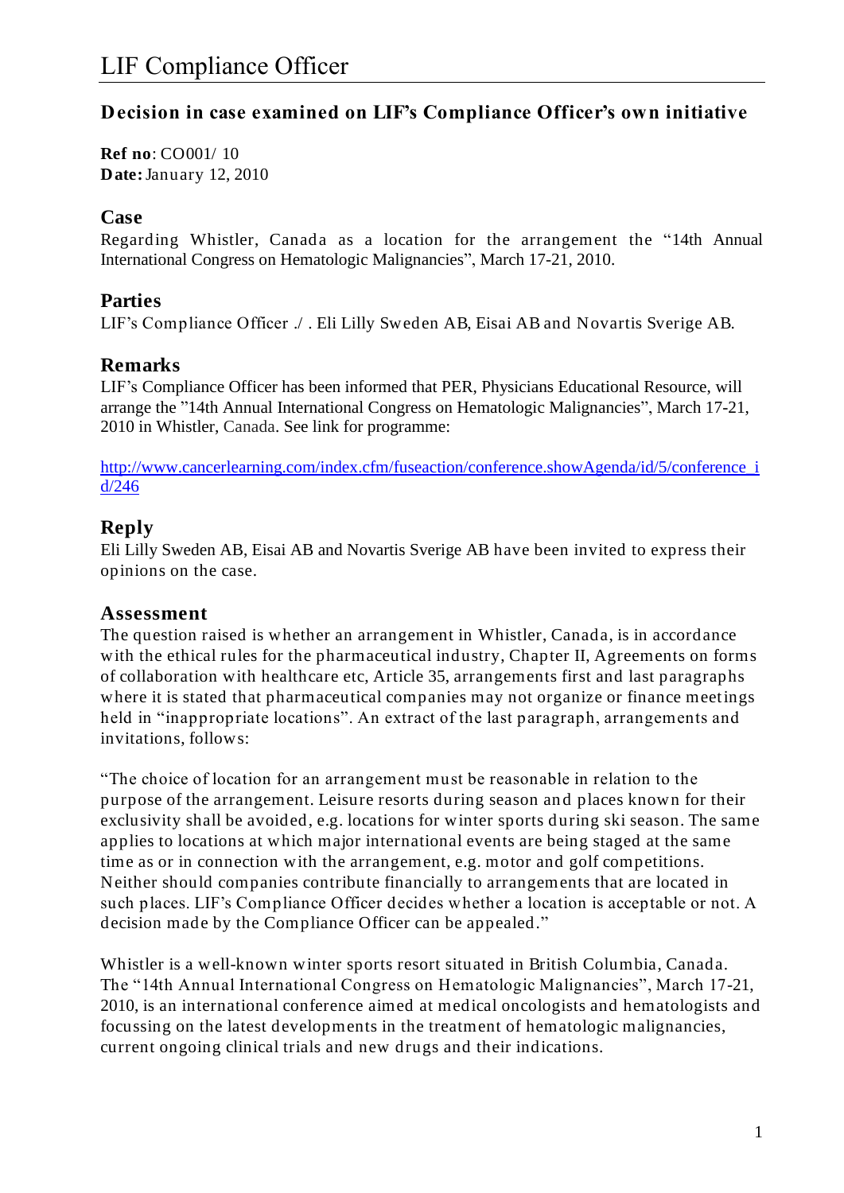# LIF Compliance Officer

## Decision in case examined on LIF's Compliance Officer's own initiative

**Ref no**: CO001/ 10
**Date:** January 12, 2010

### Case

Regarding Whistler, Canada as a location for the arrangement the "14th Annual International Congress on Hematologic Malignancies", March 17-21, 2010.

### Parties

LIF's Compliance Officer ./ . Eli Lilly Sweden AB, Eisai AB and Novartis Sverige AB.

### Remarks

LIF's Compliance Officer has been informed that PER, Physicians Educational Resource, will arrange the "14th Annual International Congress on Hematologic Malignancies", March 17-21, 2010 in Whistler, Canada. See link for programme:

http://www.cancerlearning.com/index.cfm/fuseaction/conference.showAgenda/id/5/conference_id/246

### Reply

Eli Lilly Sweden AB, Eisai AB and Novartis Sverige AB have been invited to express their opinions on the case.

### Assessment

The question raised is whether an arrangement in Whistler, Canada, is in accordance with the ethical rules for the pharmaceutical industry, Chapter II, Agreements on forms of collaboration with healthcare etc, Article 35, arrangements first and last paragraphs where it is stated that pharmaceutical companies may not organize or finance meetings held in "inappropriate locations". An extract of the last paragraph, arrangements and invitations, follows:

"The choice of location for an arrangement must be reasonable in relation to the purpose of the arrangement. Leisure resorts during season and places known for their exclusivity shall be avoided, e.g. locations for winter sports during ski season. The same applies to locations at which major international events are being staged at the same time as or in connection with the arrangement, e.g. motor and golf competitions. Neither should companies contribute financially to arrangements that are located in such places. LIF's Compliance Officer decides whether a location is acceptable or not. A decision made by the Compliance Officer can be appealed."

Whistler is a well-known winter sports resort situated in British Columbia, Canada. The "14th Annual International Congress on Hematologic Malignancies", March 17-21, 2010, is an international conference aimed at medical oncologists and hematologists and focussing on the latest developments in the treatment of hematologic malignancies, current ongoing clinical trials and new drugs and their indications.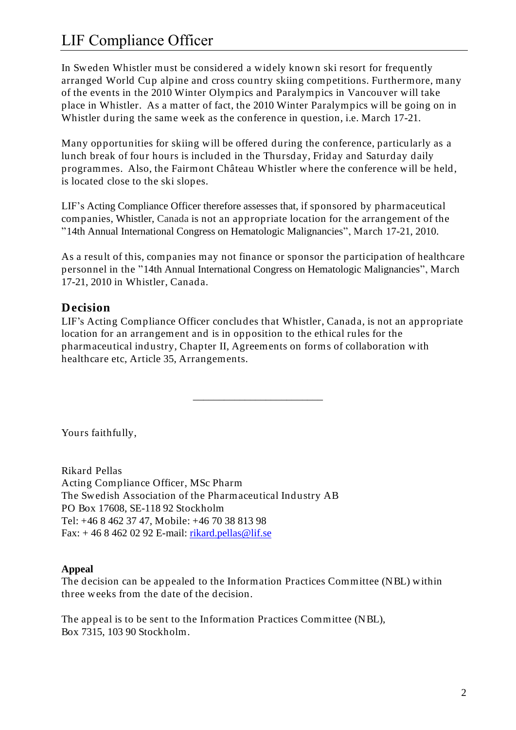# LIF Compliance Officer

In Sweden Whistler must be considered a widely known ski resort for frequently arranged World Cup alpine and cross country skiing competitions. Furthermore, many of the events in the 2010 Winter Olympics and Paralympics in Vancouver will take place in Whistler. As a matter of fact, the 2010 Winter Paralympics will be going on in Whistler during the same week as the conference in question, i.e. March 17-21.

Many opportunities for skiing will be offered during the conference, particularly as a lunch break of four hours is included in the Thursday, Friday and Saturday daily programmes. Also, the Fairmont Château Whistler where the conference will be held, is located close to the ski slopes.

LIF's Acting Compliance Officer therefore assesses that, if sponsored by pharmaceutical companies, Whistler, Canada is not an appropriate location for the arrangement of the "14th Annual International Congress on Hematologic Malignancies", March 17-21, 2010.

As a result of this, companies may not finance or sponsor the participation of healthcare personnel in the "14th Annual International Congress on Hematologic Malignancies", March 17-21, 2010 in Whistler, Canada.

## Decision

LIF's Acting Compliance Officer concludes that Whistler, Canada, is not an appropriate location for an arrangement and is in opposition to the ethical rules for the pharmaceutical industry, Chapter II, Agreements on forms of collaboration with healthcare etc, Article 35, Arrangements.

---

Yours faithfully,

Rikard Pellas
Acting Compliance Officer, MSc Pharm
The Swedish Association of the Pharmaceutical Industry AB
PO Box 17608, SE-118 92 Stockholm
Tel: +46 8 462 37 47, Mobile: +46 70 38 813 98
Fax: + 46 8 462 02 92 E-mail: rikard.pellas@lif.se

**Appeal**

The decision can be appealed to the Information Practices Committee (NBL) within three weeks from the date of the decision.

The appeal is to be sent to the Information Practices Committee (NBL), Box 7315, 103 90 Stockholm.